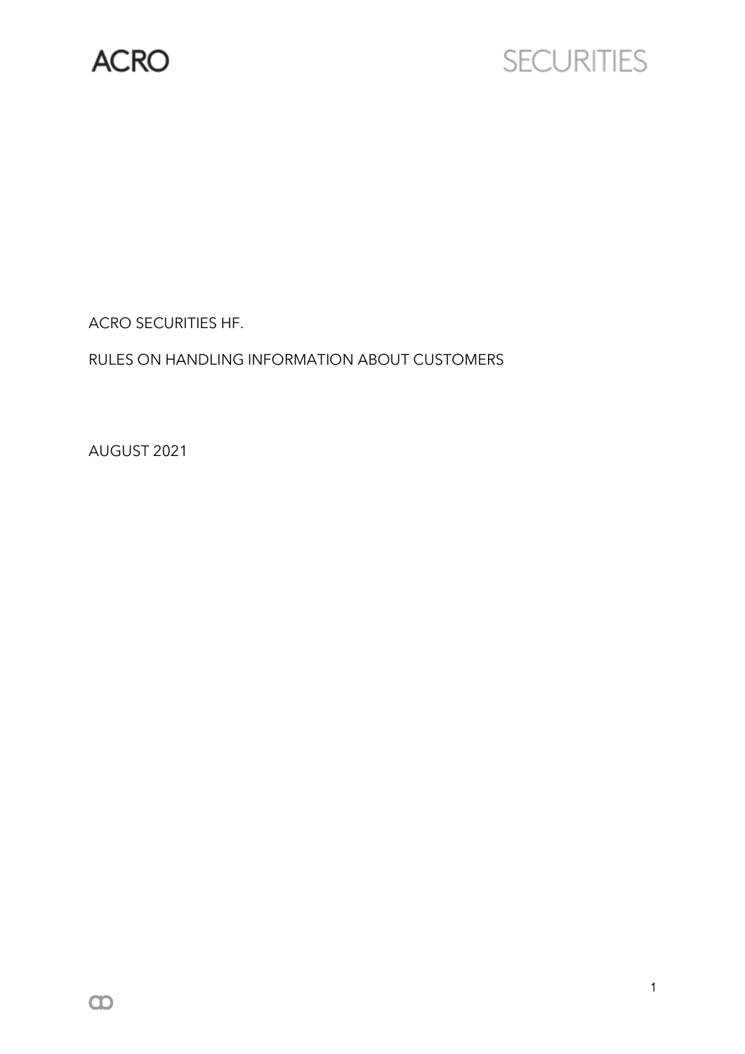ACRO SECURITIES

ACRO SECURITIES HF.

RULES ON HANDLING INFORMATION ABOUT CUSTOMERS

AUGUST 2021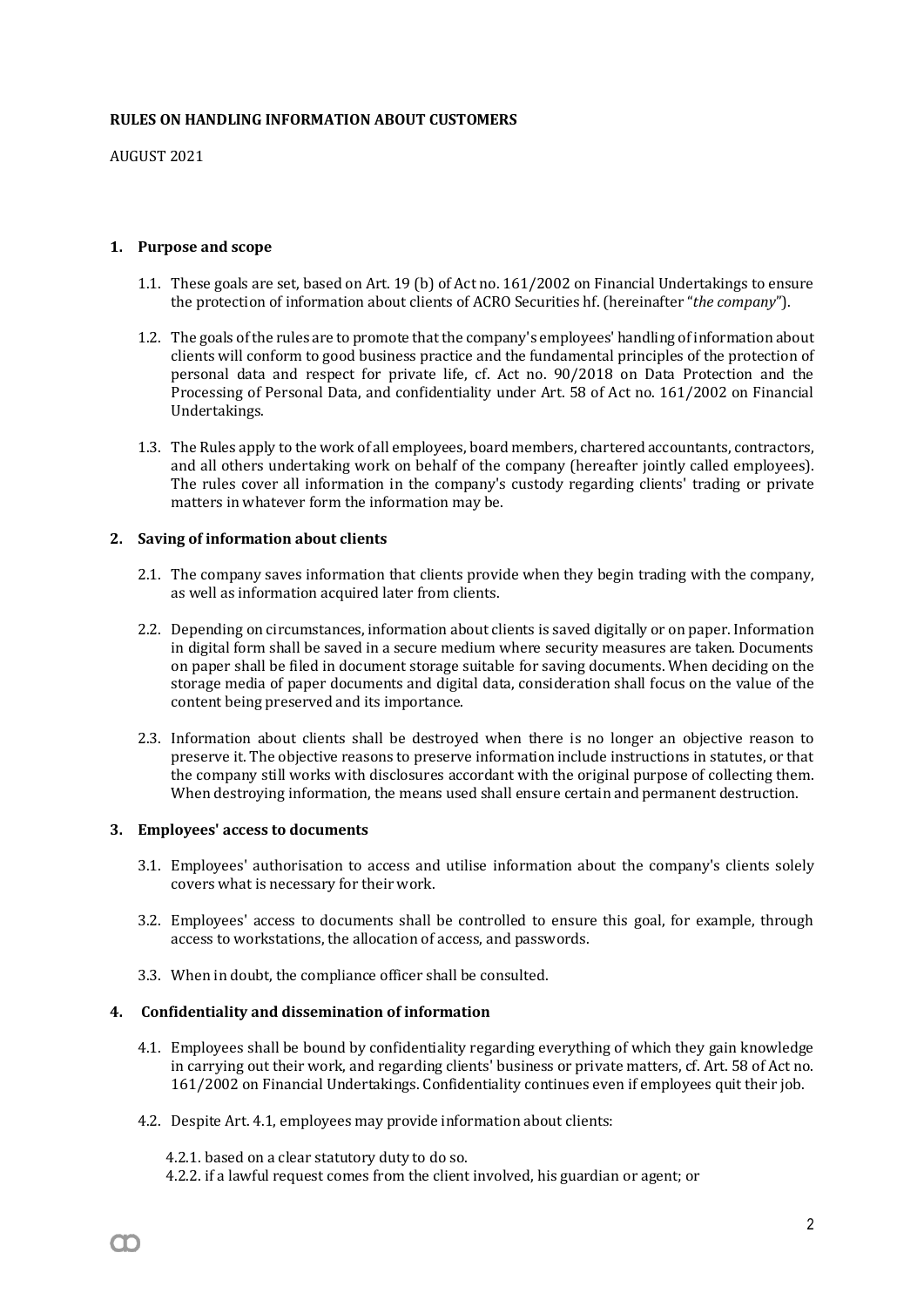**RULES ON HANDLING INFORMATION ABOUT CUSTOMERS**

AUGUST 2021

## 1. Purpose and scope

1.1. These goals are set, based on Art. 19 (b) of Act no. 161/2002 on Financial Undertakings to ensure the protection of information about clients of ACRO Securities hf. (hereinafter "*the company*").

1.2. The goals of the rules are to promote that the company's employees' handling of information about clients will conform to good business practice and the fundamental principles of the protection of personal data and respect for private life, cf. Act no. 90/2018 on Data Protection and the Processing of Personal Data, and confidentiality under Art. 58 of Act no. 161/2002 on Financial Undertakings.

1.3. The Rules apply to the work of all employees, board members, chartered accountants, contractors, and all others undertaking work on behalf of the company (hereafter jointly called employees). The rules cover all information in the company's custody regarding clients' trading or private matters in whatever form the information may be.

## 2. Saving of information about clients

2.1. The company saves information that clients provide when they begin trading with the company, as well as information acquired later from clients.

2.2. Depending on circumstances, information about clients is saved digitally or on paper. Information in digital form shall be saved in a secure medium where security measures are taken. Documents on paper shall be filed in document storage suitable for saving documents. When deciding on the storage media of paper documents and digital data, consideration shall focus on the value of the content being preserved and its importance.

2.3. Information about clients shall be destroyed when there is no longer an objective reason to preserve it. The objective reasons to preserve information include instructions in statutes, or that the company still works with disclosures accordant with the original purpose of collecting them. When destroying information, the means used shall ensure certain and permanent destruction.

## 3. Employees' access to documents

3.1. Employees' authorisation to access and utilise information about the company's clients solely covers what is necessary for their work.

3.2. Employees' access to documents shall be controlled to ensure this goal, for example, through access to workstations, the allocation of access, and passwords.

3.3. When in doubt, the compliance officer shall be consulted.

## 4. Confidentiality and dissemination of information

4.1. Employees shall be bound by confidentiality regarding everything of which they gain knowledge in carrying out their work, and regarding clients' business or private matters, cf. Art. 58 of Act no. 161/2002 on Financial Undertakings. Confidentiality continues even if employees quit their job.

4.2. Despite Art. 4.1, employees may provide information about clients:

4.2.1. based on a clear statutory duty to do so.
4.2.2. if a lawful request comes from the client involved, his guardian or agent; or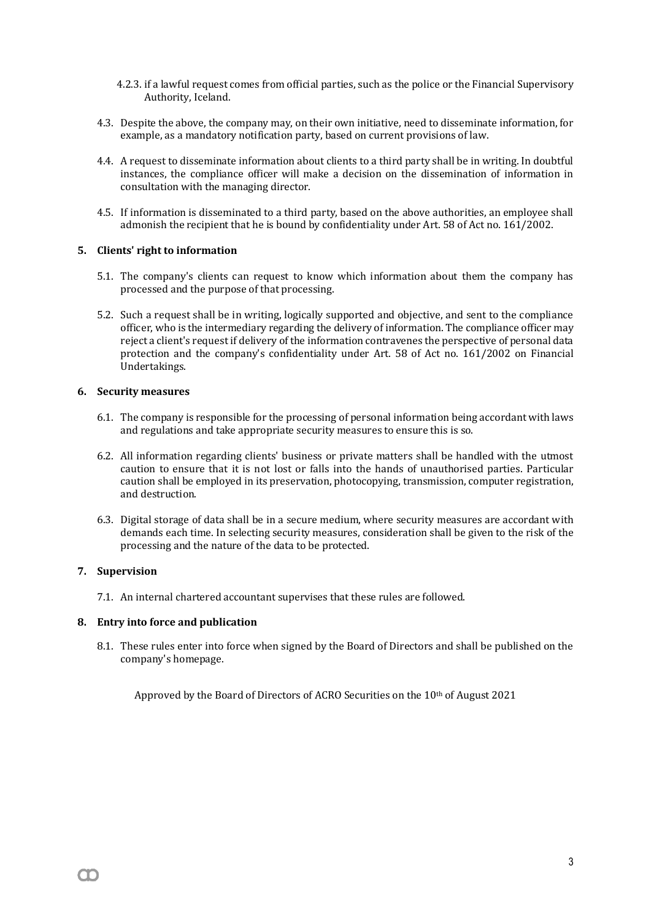4.2.3. if a lawful request comes from official parties, such as the police or the Financial Supervisory Authority, Iceland.

4.3. Despite the above, the company may, on their own initiative, need to disseminate information, for example, as a mandatory notification party, based on current provisions of law.

4.4. A request to disseminate information about clients to a third party shall be in writing. In doubtful instances, the compliance officer will make a decision on the dissemination of information in consultation with the managing director.

4.5. If information is disseminated to a third party, based on the above authorities, an employee shall admonish the recipient that he is bound by confidentiality under Art. 58 of Act no. 161/2002.

## 5. Clients' right to information

5.1. The company's clients can request to know which information about them the company has processed and the purpose of that processing.

5.2. Such a request shall be in writing, logically supported and objective, and sent to the compliance officer, who is the intermediary regarding the delivery of information. The compliance officer may reject a client's request if delivery of the information contravenes the perspective of personal data protection and the company's confidentiality under Art. 58 of Act no. 161/2002 on Financial Undertakings.

## 6. Security measures

6.1. The company is responsible for the processing of personal information being accordant with laws and regulations and take appropriate security measures to ensure this is so.

6.2. All information regarding clients' business or private matters shall be handled with the utmost caution to ensure that it is not lost or falls into the hands of unauthorised parties. Particular caution shall be employed in its preservation, photocopying, transmission, computer registration, and destruction.

6.3. Digital storage of data shall be in a secure medium, where security measures are accordant with demands each time. In selecting security measures, consideration shall be given to the risk of the processing and the nature of the data to be protected.

## 7. Supervision

7.1. An internal chartered accountant supervises that these rules are followed.

## 8. Entry into force and publication

8.1. These rules enter into force when signed by the Board of Directors and shall be published on the company's homepage.

Approved by the Board of Directors of ACRO Securities on the 10th of August 2021